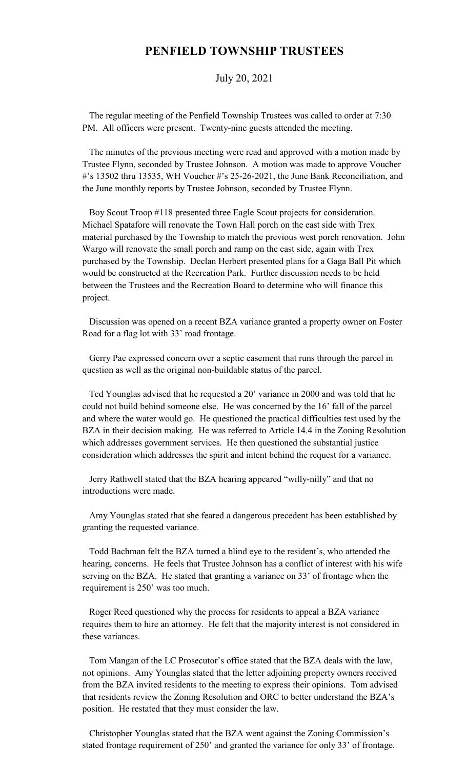# PENFIELD TOWNSHIP TRUSTEES

July 20, 2021

The regular meeting of the Penfield Township Trustees was called to order at 7:30 PM. All officers were present. Twenty-nine guests attended the meeting.

The minutes of the previous meeting were read and approved with a motion made by Trustee Flynn, seconded by Trustee Johnson. A motion was made to approve Voucher #'s 13502 thru 13535, WH Voucher #'s 25-26-2021, the June Bank Reconciliation, and the June monthly reports by Trustee Johnson, seconded by Trustee Flynn.

Boy Scout Troop #118 presented three Eagle Scout projects for consideration. Michael Spatafore will renovate the Town Hall porch on the east side with Trex material purchased by the Township to match the previous west porch renovation. John Wargo will renovate the small porch and ramp on the east side, again with Trex purchased by the Township. Declan Herbert presented plans for a Gaga Ball Pit which would be constructed at the Recreation Park. Further discussion needs to be held between the Trustees and the Recreation Board to determine who will finance this project.

Discussion was opened on a recent BZA variance granted a property owner on Foster Road for a flag lot with 33' road frontage.

Gerry Pae expressed concern over a septic easement that runs through the parcel in question as well as the original non-buildable status of the parcel.

Ted Younglas advised that he requested a 20' variance in 2000 and was told that he could not build behind someone else. He was concerned by the 16' fall of the parcel and where the water would go. He questioned the practical difficulties test used by the BZA in their decision making. He was referred to Article 14.4 in the Zoning Resolution which addresses government services. He then questioned the substantial justice consideration which addresses the spirit and intent behind the request for a variance.

Jerry Rathwell stated that the BZA hearing appeared "willy-nilly" and that no introductions were made.

Amy Younglas stated that she feared a dangerous precedent has been established by granting the requested variance.

Todd Bachman felt the BZA turned a blind eye to the resident's, who attended the hearing, concerns. He feels that Trustee Johnson has a conflict of interest with his wife serving on the BZA. He stated that granting a variance on 33' of frontage when the requirement is 250' was too much.

Roger Reed questioned why the process for residents to appeal a BZA variance requires them to hire an attorney. He felt that the majority interest is not considered in these variances.

Tom Mangan of the LC Prosecutor's office stated that the BZA deals with the law, not opinions. Amy Younglas stated that the letter adjoining property owners received from the BZA invited residents to the meeting to express their opinions. Tom advised that residents review the Zoning Resolution and ORC to better understand the BZA's position. He restated that they must consider the law.

Christopher Younglas stated that the BZA went against the Zoning Commission's stated frontage requirement of 250' and granted the variance for only 33' of frontage.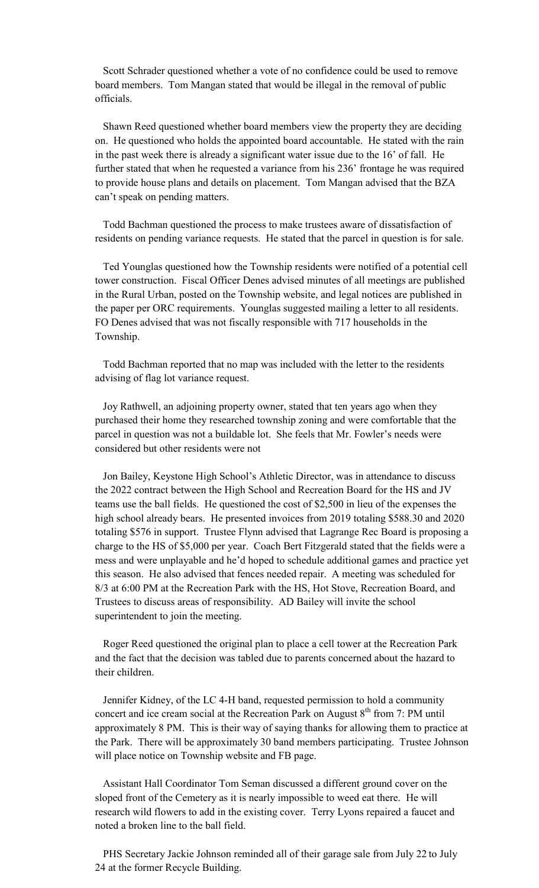Scott Schrader questioned whether a vote of no confidence could be used to remove board members. Tom Mangan stated that would be illegal in the removal of public officials.

Shawn Reed questioned whether board members view the property they are deciding on. He questioned who holds the appointed board accountable. He stated with the rain in the past week there is already a significant water issue due to the 16' of fall. He further stated that when he requested a variance from his 236' frontage he was required to provide house plans and details on placement. Tom Mangan advised that the BZA can't speak on pending matters.

Todd Bachman questioned the process to make trustees aware of dissatisfaction of residents on pending variance requests. He stated that the parcel in question is for sale.

Ted Younglas questioned how the Township residents were notified of a potential cell tower construction. Fiscal Officer Denes advised minutes of all meetings are published in the Rural Urban, posted on the Township website, and legal notices are published in the paper per ORC requirements. Younglas suggested mailing a letter to all residents. FO Denes advised that was not fiscally responsible with 717 households in the Township.

Todd Bachman reported that no map was included with the letter to the residents advising of flag lot variance request.

Joy Rathwell, an adjoining property owner, stated that ten years ago when they purchased their home they researched township zoning and were comfortable that the parcel in question was not a buildable lot. She feels that Mr. Fowler's needs were considered but other residents were not

Jon Bailey, Keystone High School's Athletic Director, was in attendance to discuss the 2022 contract between the High School and Recreation Board for the HS and JV teams use the ball fields. He questioned the cost of $2,500 in lieu of the expenses the high school already bears. He presented invoices from 2019 totaling $588.30 and 2020 totaling $576 in support. Trustee Flynn advised that Lagrange Rec Board is proposing a charge to the HS of $5,000 per year. Coach Bert Fitzgerald stated that the fields were a mess and were unplayable and he'd hoped to schedule additional games and practice yet this season. He also advised that fences needed repair. A meeting was scheduled for 8/3 at 6:00 PM at the Recreation Park with the HS, Hot Stove, Recreation Board, and Trustees to discuss areas of responsibility. AD Bailey will invite the school superintendent to join the meeting.

Roger Reed questioned the original plan to place a cell tower at the Recreation Park and the fact that the decision was tabled due to parents concerned about the hazard to their children.

Jennifer Kidney, of the LC 4-H band, requested permission to hold a community concert and ice cream social at the Recreation Park on August 8th from 7: PM until approximately 8 PM. This is their way of saying thanks for allowing them to practice at the Park. There will be approximately 30 band members participating. Trustee Johnson will place notice on Township website and FB page.

Assistant Hall Coordinator Tom Seman discussed a different ground cover on the sloped front of the Cemetery as it is nearly impossible to weed eat there. He will research wild flowers to add in the existing cover. Terry Lyons repaired a faucet and noted a broken line to the ball field.

PHS Secretary Jackie Johnson reminded all of their garage sale from July 22 to July 24 at the former Recycle Building.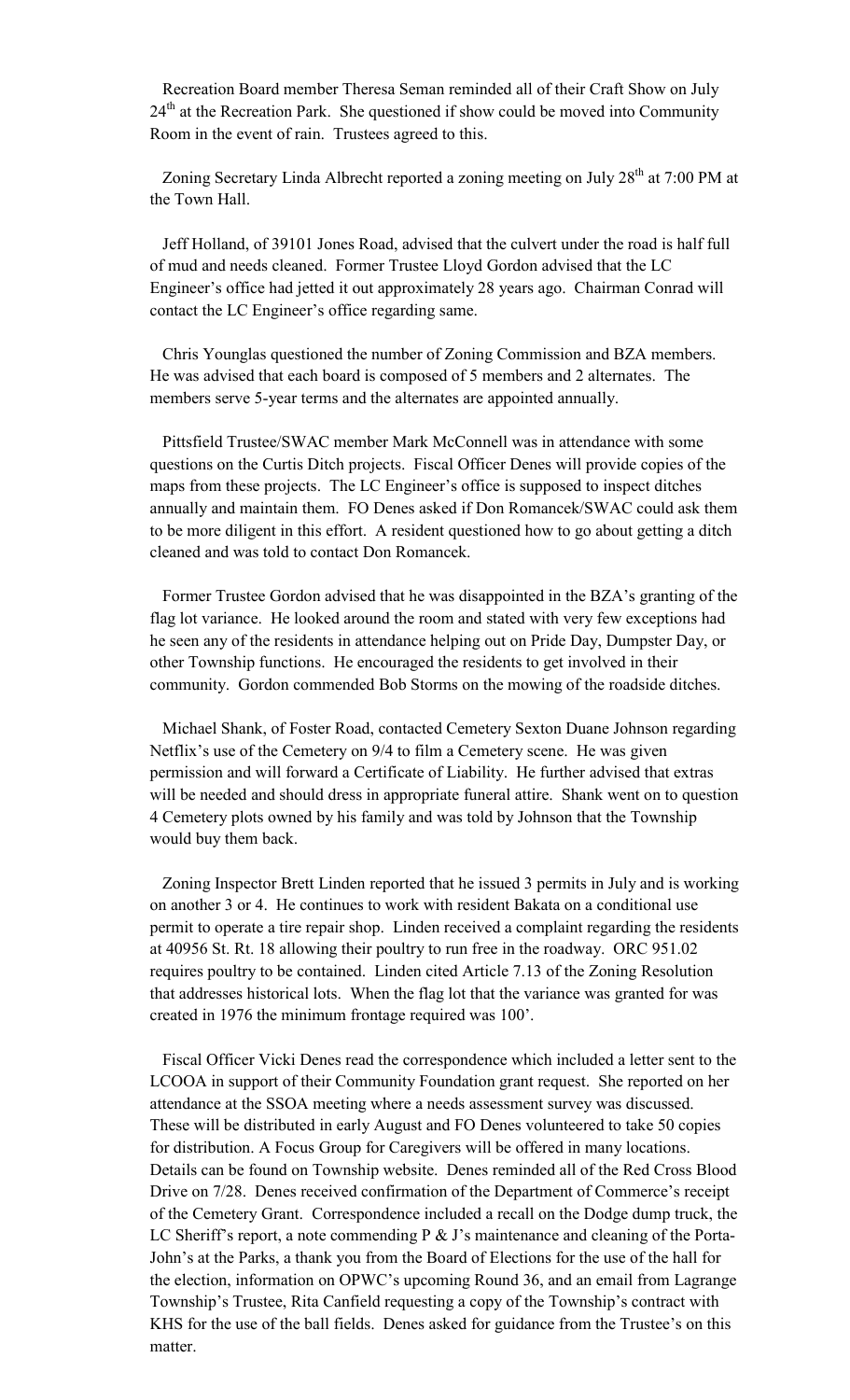Recreation Board member Theresa Seman reminded all of their Craft Show on July 24th at the Recreation Park. She questioned if show could be moved into Community Room in the event of rain. Trustees agreed to this.

Zoning Secretary Linda Albrecht reported a zoning meeting on July 28th at 7:00 PM at the Town Hall.

Jeff Holland, of 39101 Jones Road, advised that the culvert under the road is half full of mud and needs cleaned. Former Trustee Lloyd Gordon advised that the LC Engineer's office had jetted it out approximately 28 years ago. Chairman Conrad will contact the LC Engineer's office regarding same.

Chris Younglas questioned the number of Zoning Commission and BZA members. He was advised that each board is composed of 5 members and 2 alternates. The members serve 5-year terms and the alternates are appointed annually.

Pittsfield Trustee/SWAC member Mark McConnell was in attendance with some questions on the Curtis Ditch projects. Fiscal Officer Denes will provide copies of the maps from these projects. The LC Engineer's office is supposed to inspect ditches annually and maintain them. FO Denes asked if Don Romancek/SWAC could ask them to be more diligent in this effort. A resident questioned how to go about getting a ditch cleaned and was told to contact Don Romancek.

Former Trustee Gordon advised that he was disappointed in the BZA's granting of the flag lot variance. He looked around the room and stated with very few exceptions had he seen any of the residents in attendance helping out on Pride Day, Dumpster Day, or other Township functions. He encouraged the residents to get involved in their community. Gordon commended Bob Storms on the mowing of the roadside ditches.

Michael Shank, of Foster Road, contacted Cemetery Sexton Duane Johnson regarding Netflix's use of the Cemetery on 9/4 to film a Cemetery scene. He was given permission and will forward a Certificate of Liability. He further advised that extras will be needed and should dress in appropriate funeral attire. Shank went on to question 4 Cemetery plots owned by his family and was told by Johnson that the Township would buy them back.

Zoning Inspector Brett Linden reported that he issued 3 permits in July and is working on another 3 or 4. He continues to work with resident Bakata on a conditional use permit to operate a tire repair shop. Linden received a complaint regarding the residents at 40956 St. Rt. 18 allowing their poultry to run free in the roadway. ORC 951.02 requires poultry to be contained. Linden cited Article 7.13 of the Zoning Resolution that addresses historical lots. When the flag lot that the variance was granted for was created in 1976 the minimum frontage required was 100'.

Fiscal Officer Vicki Denes read the correspondence which included a letter sent to the LCOOA in support of their Community Foundation grant request. She reported on her attendance at the SSOA meeting where a needs assessment survey was discussed. These will be distributed in early August and FO Denes volunteered to take 50 copies for distribution. A Focus Group for Caregivers will be offered in many locations. Details can be found on Township website. Denes reminded all of the Red Cross Blood Drive on 7/28. Denes received confirmation of the Department of Commerce's receipt of the Cemetery Grant. Correspondence included a recall on the Dodge dump truck, the LC Sheriff's report, a note commending P & J's maintenance and cleaning of the Porta-John's at the Parks, a thank you from the Board of Elections for the use of the hall for the election, information on OPWC's upcoming Round 36, and an email from Lagrange Township's Trustee, Rita Canfield requesting a copy of the Township's contract with KHS for the use of the ball fields. Denes asked for guidance from the Trustee's on this matter.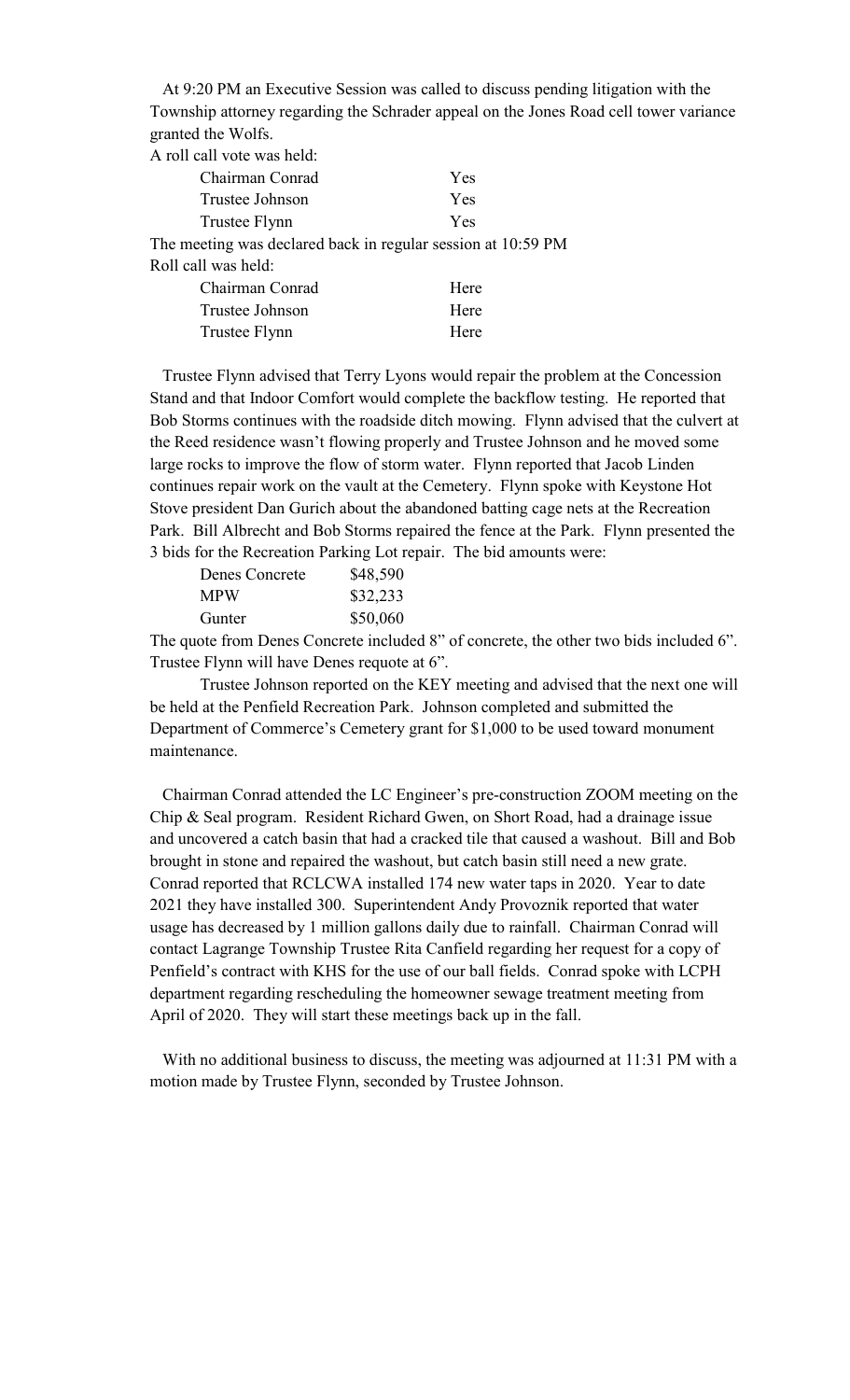At 9:20 PM an Executive Session was called to discuss pending litigation with the Township attorney regarding the Schrader appeal on the Jones Road cell tower variance granted the Wolfs.

A roll call vote was held:

| | |
|---|---|
| Chairman Conrad | Yes |
| Trustee Johnson | Yes |
| Trustee Flynn | Yes |

The meeting was declared back in regular session at 10:59 PM

Roll call was held:

| | |
|---|---|
| Chairman Conrad | Here |
| Trustee Johnson | Here |
| Trustee Flynn | Here |

Trustee Flynn advised that Terry Lyons would repair the problem at the Concession Stand and that Indoor Comfort would complete the backflow testing. He reported that Bob Storms continues with the roadside ditch mowing. Flynn advised that the culvert at the Reed residence wasn't flowing properly and Trustee Johnson and he moved some large rocks to improve the flow of storm water. Flynn reported that Jacob Linden continues repair work on the vault at the Cemetery. Flynn spoke with Keystone Hot Stove president Dan Gurich about the abandoned batting cage nets at the Recreation Park. Bill Albrecht and Bob Storms repaired the fence at the Park. Flynn presented the 3 bids for the Recreation Parking Lot repair. The bid amounts were:

| | |
|---|---|
| Denes Concrete | \$48,590 |
| MPW | \$32,233 |
| Gunter | \$50,060 |

The quote from Denes Concrete included 8" of concrete, the other two bids included 6". Trustee Flynn will have Denes requote at 6".

Trustee Johnson reported on the KEY meeting and advised that the next one will be held at the Penfield Recreation Park. Johnson completed and submitted the Department of Commerce's Cemetery grant for \$1,000 to be used toward monument maintenance.

Chairman Conrad attended the LC Engineer's pre-construction ZOOM meeting on the Chip & Seal program. Resident Richard Gwen, on Short Road, had a drainage issue and uncovered a catch basin that had a cracked tile that caused a washout. Bill and Bob brought in stone and repaired the washout, but catch basin still need a new grate. Conrad reported that RCLCWA installed 174 new water taps in 2020. Year to date 2021 they have installed 300. Superintendent Andy Provoznik reported that water usage has decreased by 1 million gallons daily due to rainfall. Chairman Conrad will contact Lagrange Township Trustee Rita Canfield regarding her request for a copy of Penfield's contract with KHS for the use of our ball fields. Conrad spoke with LCPH department regarding rescheduling the homeowner sewage treatment meeting from April of 2020. They will start these meetings back up in the fall.

With no additional business to discuss, the meeting was adjourned at 11:31 PM with a motion made by Trustee Flynn, seconded by Trustee Johnson.